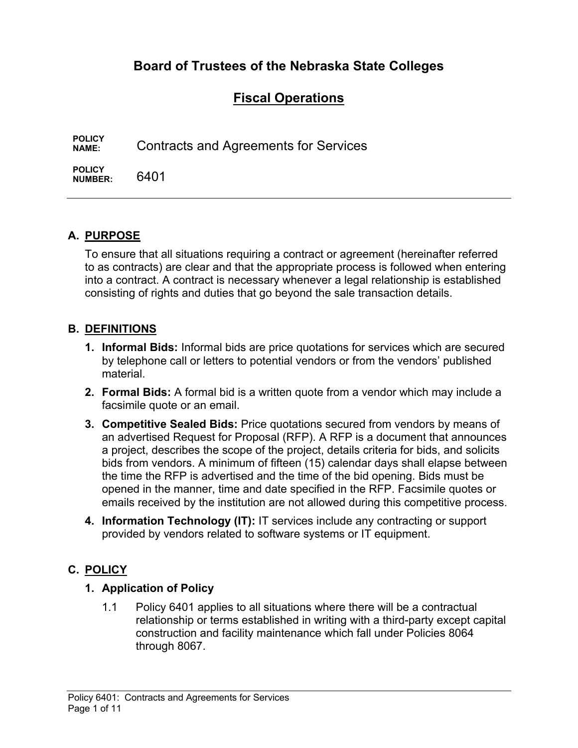# Board of Trustees of the Nebraska State Colleges

## Fiscal Operations

**POLICY NAME:** Contracts and Agreements for Services

**POLICY NUMBER:** 6401

---

## A. PURPOSE

To ensure that all situations requiring a contract or agreement (hereinafter referred to as contracts) are clear and that the appropriate process is followed when entering into a contract. A contract is necessary whenever a legal relationship is established consisting of rights and duties that go beyond the sale transaction details.

## B. DEFINITIONS

1. **Informal Bids:** Informal bids are price quotations for services which are secured by telephone call or letters to potential vendors or from the vendors' published material.
2. **Formal Bids:** A formal bid is a written quote from a vendor which may include a facsimile quote or an email.
3. **Competitive Sealed Bids:** Price quotations secured from vendors by means of an advertised Request for Proposal (RFP). A RFP is a document that announces a project, describes the scope of the project, details criteria for bids, and solicits bids from vendors. A minimum of fifteen (15) calendar days shall elapse between the time the RFP is advertised and the time of the bid opening. Bids must be opened in the manner, time and date specified in the RFP. Facsimile quotes or emails received by the institution are not allowed during this competitive process.
4. **Information Technology (IT):** IT services include any contracting or support provided by vendors related to software systems or IT equipment.

## C. POLICY

### 1. Application of Policy

1.1 Policy 6401 applies to all situations where there will be a contractual relationship or terms established in writing with a third-party except capital construction and facility maintenance which fall under Policies 8064 through 8067.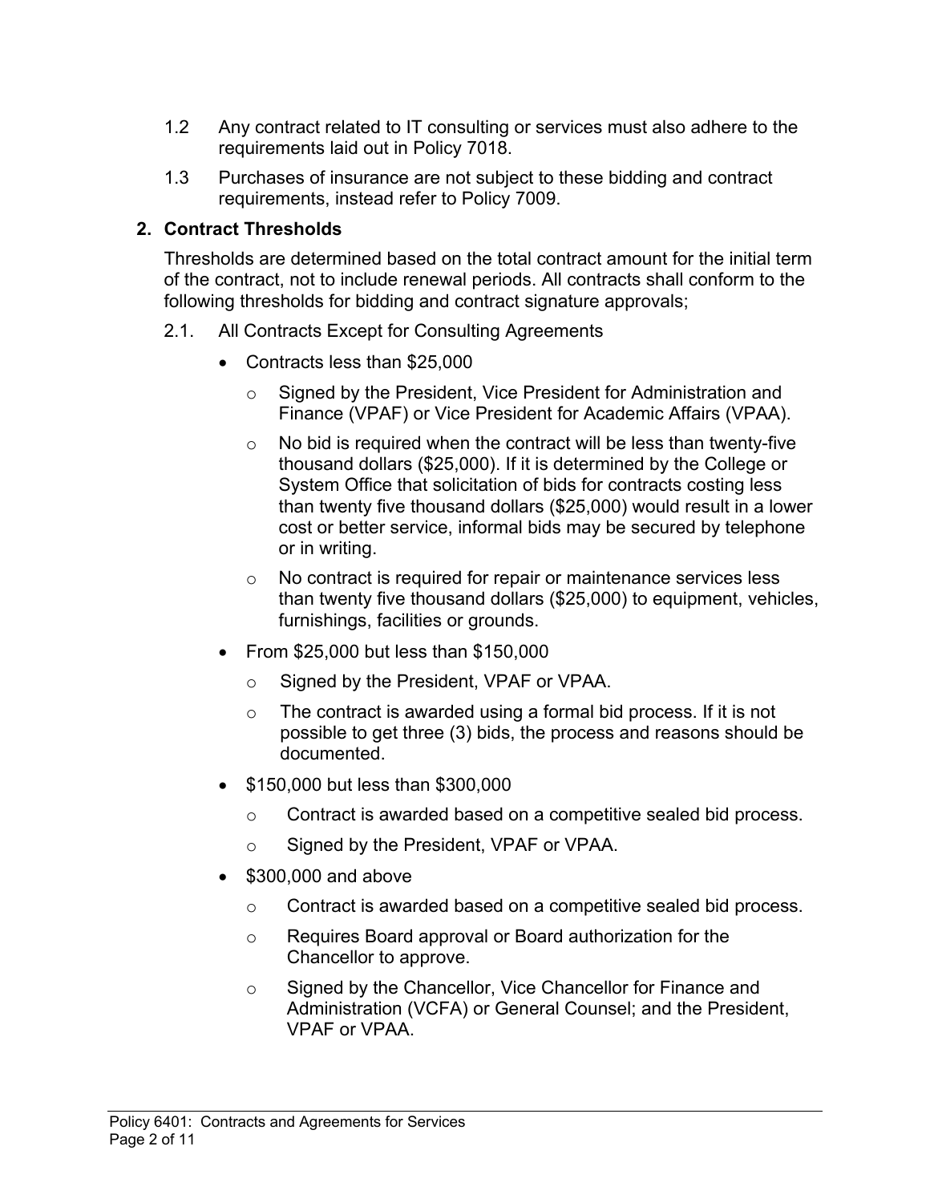1.2 Any contract related to IT consulting or services must also adhere to the requirements laid out in Policy 7018.

1.3 Purchases of insurance are not subject to these bidding and contract requirements, instead refer to Policy 7009.

## 2. Contract Thresholds

Thresholds are determined based on the total contract amount for the initial term of the contract, not to include renewal periods. All contracts shall conform to the following thresholds for bidding and contract signature approvals;

2.1. All Contracts Except for Consulting Agreements

- Contracts less than $25,000
  - Signed by the President, Vice President for Administration and Finance (VPAF) or Vice President for Academic Affairs (VPAA).
  - No bid is required when the contract will be less than twenty-five thousand dollars ($25,000). If it is determined by the College or System Office that solicitation of bids for contracts costing less than twenty five thousand dollars ($25,000) would result in a lower cost or better service, informal bids may be secured by telephone or in writing.
  - No contract is required for repair or maintenance services less than twenty five thousand dollars ($25,000) to equipment, vehicles, furnishings, facilities or grounds.
- From $25,000 but less than $150,000
  - Signed by the President, VPAF or VPAA.
  - The contract is awarded using a formal bid process. If it is not possible to get three (3) bids, the process and reasons should be documented.
- $150,000 but less than $300,000
  - Contract is awarded based on a competitive sealed bid process.
  - Signed by the President, VPAF or VPAA.
- $300,000 and above
  - Contract is awarded based on a competitive sealed bid process.
  - Requires Board approval or Board authorization for the Chancellor to approve.
  - Signed by the Chancellor, Vice Chancellor for Finance and Administration (VCFA) or General Counsel; and the President, VPAF or VPAA.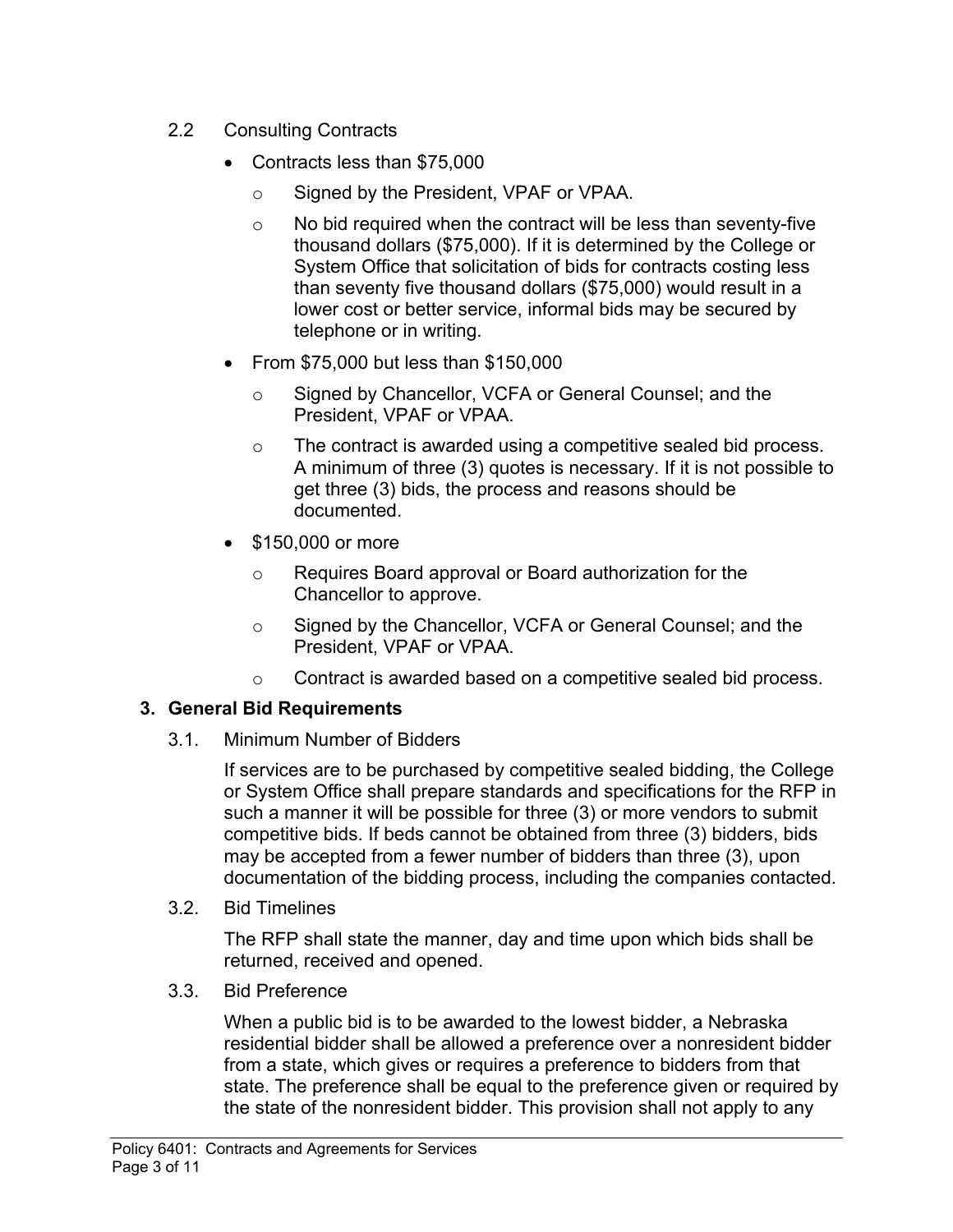2.2 Consulting Contracts

- Contracts less than $75,000
  - Signed by the President, VPAF or VPAA.
  - No bid required when the contract will be less than seventy-five thousand dollars ($75,000). If it is determined by the College or System Office that solicitation of bids for contracts costing less than seventy five thousand dollars ($75,000) would result in a lower cost or better service, informal bids may be secured by telephone or in writing.
- From $75,000 but less than $150,000
  - Signed by Chancellor, VCFA or General Counsel; and the President, VPAF or VPAA.
  - The contract is awarded using a competitive sealed bid process. A minimum of three (3) quotes is necessary. If it is not possible to get three (3) bids, the process and reasons should be documented.
- $150,000 or more
  - Requires Board approval or Board authorization for the Chancellor to approve.
  - Signed by the Chancellor, VCFA or General Counsel; and the President, VPAF or VPAA.
  - Contract is awarded based on a competitive sealed bid process.

## 3. General Bid Requirements

3.1. Minimum Number of Bidders

If services are to be purchased by competitive sealed bidding, the College or System Office shall prepare standards and specifications for the RFP in such a manner it will be possible for three (3) or more vendors to submit competitive bids. If beds cannot be obtained from three (3) bidders, bids may be accepted from a fewer number of bidders than three (3), upon documentation of the bidding process, including the companies contacted.

3.2. Bid Timelines

The RFP shall state the manner, day and time upon which bids shall be returned, received and opened.

3.3. Bid Preference

When a public bid is to be awarded to the lowest bidder, a Nebraska residential bidder shall be allowed a preference over a nonresident bidder from a state, which gives or requires a preference to bidders from that state. The preference shall be equal to the preference given or required by the state of the nonresident bidder. This provision shall not apply to any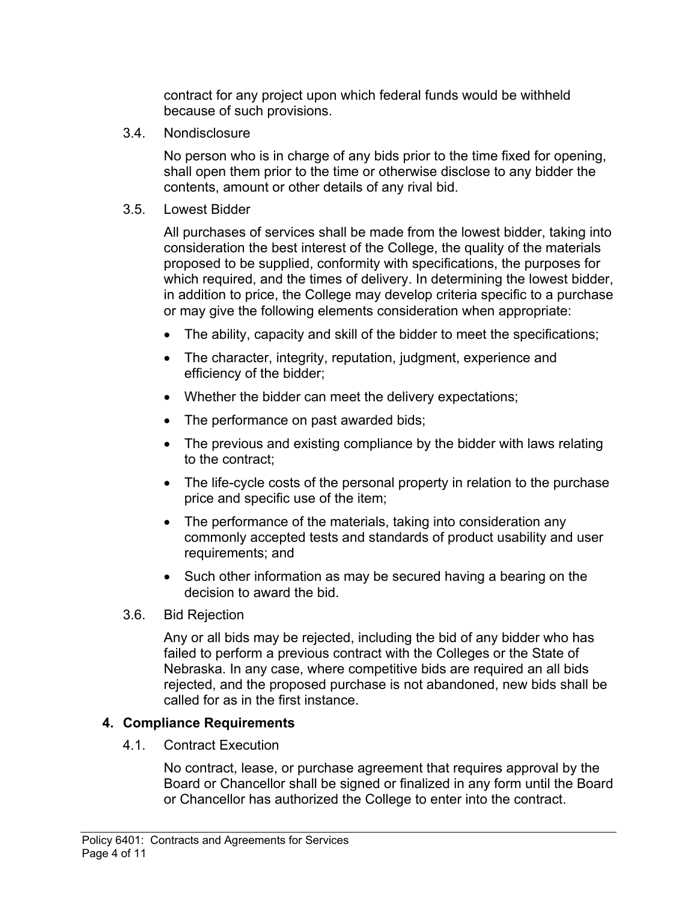contract for any project upon which federal funds would be withheld because of such provisions.

3.4. Nondisclosure

No person who is in charge of any bids prior to the time fixed for opening, shall open them prior to the time or otherwise disclose to any bidder the contents, amount or other details of any rival bid.

3.5. Lowest Bidder

All purchases of services shall be made from the lowest bidder, taking into consideration the best interest of the College, the quality of the materials proposed to be supplied, conformity with specifications, the purposes for which required, and the times of delivery. In determining the lowest bidder, in addition to price, the College may develop criteria specific to a purchase or may give the following elements consideration when appropriate:

- The ability, capacity and skill of the bidder to meet the specifications;
- The character, integrity, reputation, judgment, experience and efficiency of the bidder;
- Whether the bidder can meet the delivery expectations;
- The performance on past awarded bids;
- The previous and existing compliance by the bidder with laws relating to the contract;
- The life-cycle costs of the personal property in relation to the purchase price and specific use of the item;
- The performance of the materials, taking into consideration any commonly accepted tests and standards of product usability and user requirements; and
- Such other information as may be secured having a bearing on the decision to award the bid.

3.6. Bid Rejection

Any or all bids may be rejected, including the bid of any bidder who has failed to perform a previous contract with the Colleges or the State of Nebraska. In any case, where competitive bids are required an all bids rejected, and the proposed purchase is not abandoned, new bids shall be called for as in the first instance.

## 4. Compliance Requirements

4.1. Contract Execution

No contract, lease, or purchase agreement that requires approval by the Board or Chancellor shall be signed or finalized in any form until the Board or Chancellor has authorized the College to enter into the contract.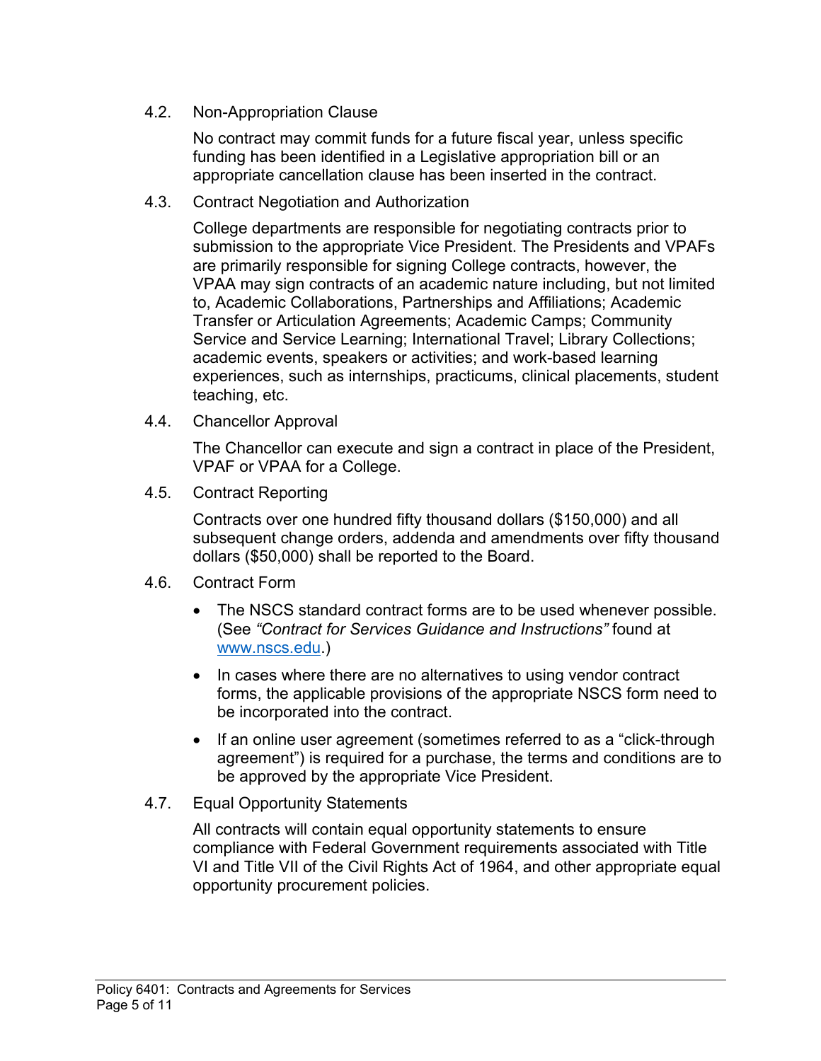### 4.2. Non-Appropriation Clause

No contract may commit funds for a future fiscal year, unless specific funding has been identified in a Legislative appropriation bill or an appropriate cancellation clause has been inserted in the contract.

### 4.3. Contract Negotiation and Authorization

College departments are responsible for negotiating contracts prior to submission to the appropriate Vice President. The Presidents and VPAFs are primarily responsible for signing College contracts, however, the VPAA may sign contracts of an academic nature including, but not limited to, Academic Collaborations, Partnerships and Affiliations; Academic Transfer or Articulation Agreements; Academic Camps; Community Service and Service Learning; International Travel; Library Collections; academic events, speakers or activities; and work-based learning experiences, such as internships, practicums, clinical placements, student teaching, etc.

### 4.4. Chancellor Approval

The Chancellor can execute and sign a contract in place of the President, VPAF or VPAA for a College.

### 4.5. Contract Reporting

Contracts over one hundred fifty thousand dollars ($150,000) and all subsequent change orders, addenda and amendments over fifty thousand dollars ($50,000) shall be reported to the Board.

### 4.6. Contract Form

- The NSCS standard contract forms are to be used whenever possible. (See *"Contract for Services Guidance and Instructions"* found at [www.nscs.edu](http://www.nscs.edu).)
- In cases where there are no alternatives to using vendor contract forms, the applicable provisions of the appropriate NSCS form need to be incorporated into the contract.
- If an online user agreement (sometimes referred to as a "click-through agreement") is required for a purchase, the terms and conditions are to be approved by the appropriate Vice President.

### 4.7. Equal Opportunity Statements

All contracts will contain equal opportunity statements to ensure compliance with Federal Government requirements associated with Title VI and Title VII of the Civil Rights Act of 1964, and other appropriate equal opportunity procurement policies.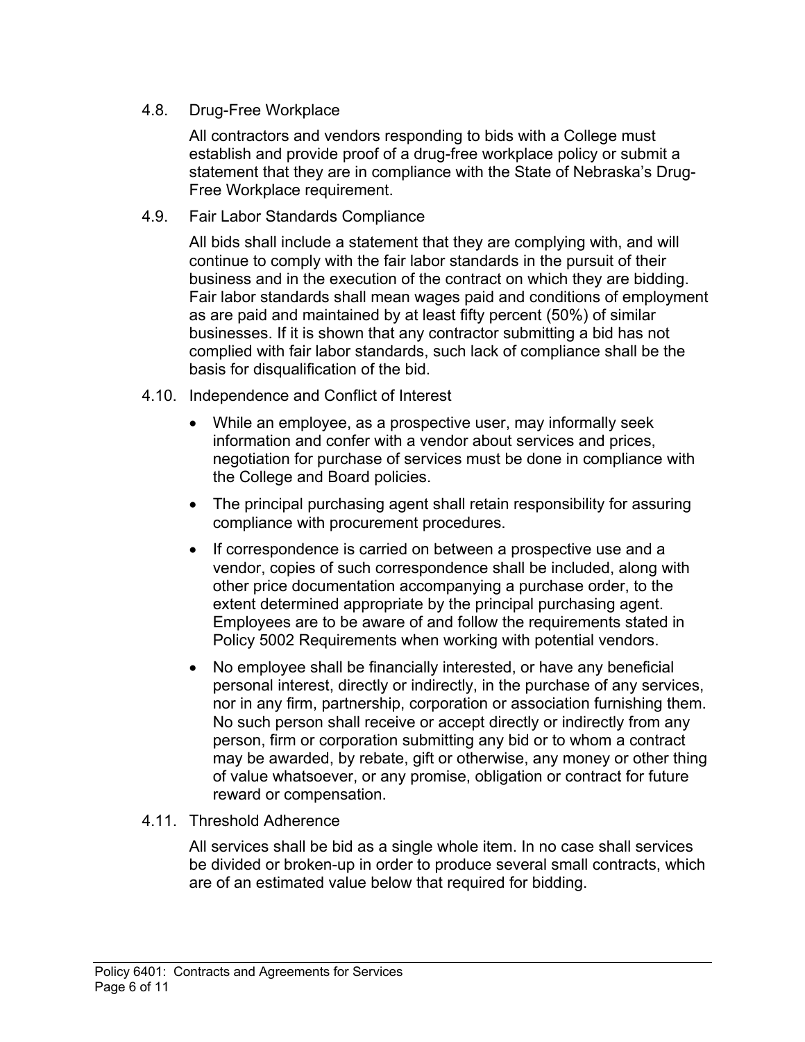### 4.8. Drug-Free Workplace

All contractors and vendors responding to bids with a College must establish and provide proof of a drug-free workplace policy or submit a statement that they are in compliance with the State of Nebraska's Drug-Free Workplace requirement.

### 4.9. Fair Labor Standards Compliance

All bids shall include a statement that they are complying with, and will continue to comply with the fair labor standards in the pursuit of their business and in the execution of the contract on which they are bidding. Fair labor standards shall mean wages paid and conditions of employment as are paid and maintained by at least fifty percent (50%) of similar businesses. If it is shown that any contractor submitting a bid has not complied with fair labor standards, such lack of compliance shall be the basis for disqualification of the bid.

### 4.10. Independence and Conflict of Interest

- While an employee, as a prospective user, may informally seek information and confer with a vendor about services and prices, negotiation for purchase of services must be done in compliance with the College and Board policies.
- The principal purchasing agent shall retain responsibility for assuring compliance with procurement procedures.
- If correspondence is carried on between a prospective use and a vendor, copies of such correspondence shall be included, along with other price documentation accompanying a purchase order, to the extent determined appropriate by the principal purchasing agent. Employees are to be aware of and follow the requirements stated in Policy 5002 Requirements when working with potential vendors.
- No employee shall be financially interested, or have any beneficial personal interest, directly or indirectly, in the purchase of any services, nor in any firm, partnership, corporation or association furnishing them. No such person shall receive or accept directly or indirectly from any person, firm or corporation submitting any bid or to whom a contract may be awarded, by rebate, gift or otherwise, any money or other thing of value whatsoever, or any promise, obligation or contract for future reward or compensation.

### 4.11. Threshold Adherence

All services shall be bid as a single whole item. In no case shall services be divided or broken-up in order to produce several small contracts, which are of an estimated value below that required for bidding.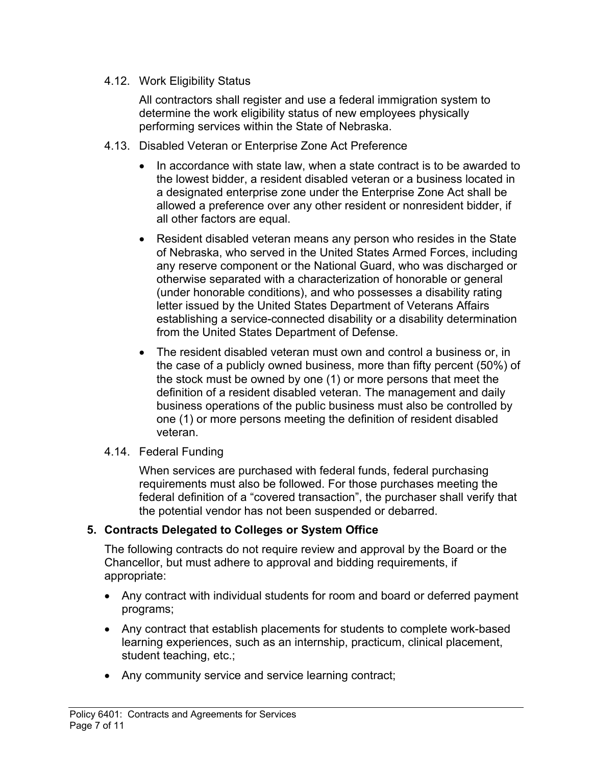4.12. Work Eligibility Status

All contractors shall register and use a federal immigration system to determine the work eligibility status of new employees physically performing services within the State of Nebraska.

4.13. Disabled Veteran or Enterprise Zone Act Preference

- In accordance with state law, when a state contract is to be awarded to the lowest bidder, a resident disabled veteran or a business located in a designated enterprise zone under the Enterprise Zone Act shall be allowed a preference over any other resident or nonresident bidder, if all other factors are equal.
- Resident disabled veteran means any person who resides in the State of Nebraska, who served in the United States Armed Forces, including any reserve component or the National Guard, who was discharged or otherwise separated with a characterization of honorable or general (under honorable conditions), and who possesses a disability rating letter issued by the United States Department of Veterans Affairs establishing a service-connected disability or a disability determination from the United States Department of Defense.
- The resident disabled veteran must own and control a business or, in the case of a publicly owned business, more than fifty percent (50%) of the stock must be owned by one (1) or more persons that meet the definition of a resident disabled veteran. The management and daily business operations of the public business must also be controlled by one (1) or more persons meeting the definition of resident disabled veteran.

4.14. Federal Funding

When services are purchased with federal funds, federal purchasing requirements must also be followed. For those purchases meeting the federal definition of a "covered transaction", the purchaser shall verify that the potential vendor has not been suspended or debarred.

## 5. Contracts Delegated to Colleges or System Office

The following contracts do not require review and approval by the Board or the Chancellor, but must adhere to approval and bidding requirements, if appropriate:

- Any contract with individual students for room and board or deferred payment programs;
- Any contract that establish placements for students to complete work-based learning experiences, such as an internship, practicum, clinical placement, student teaching, etc.;
- Any community service and service learning contract;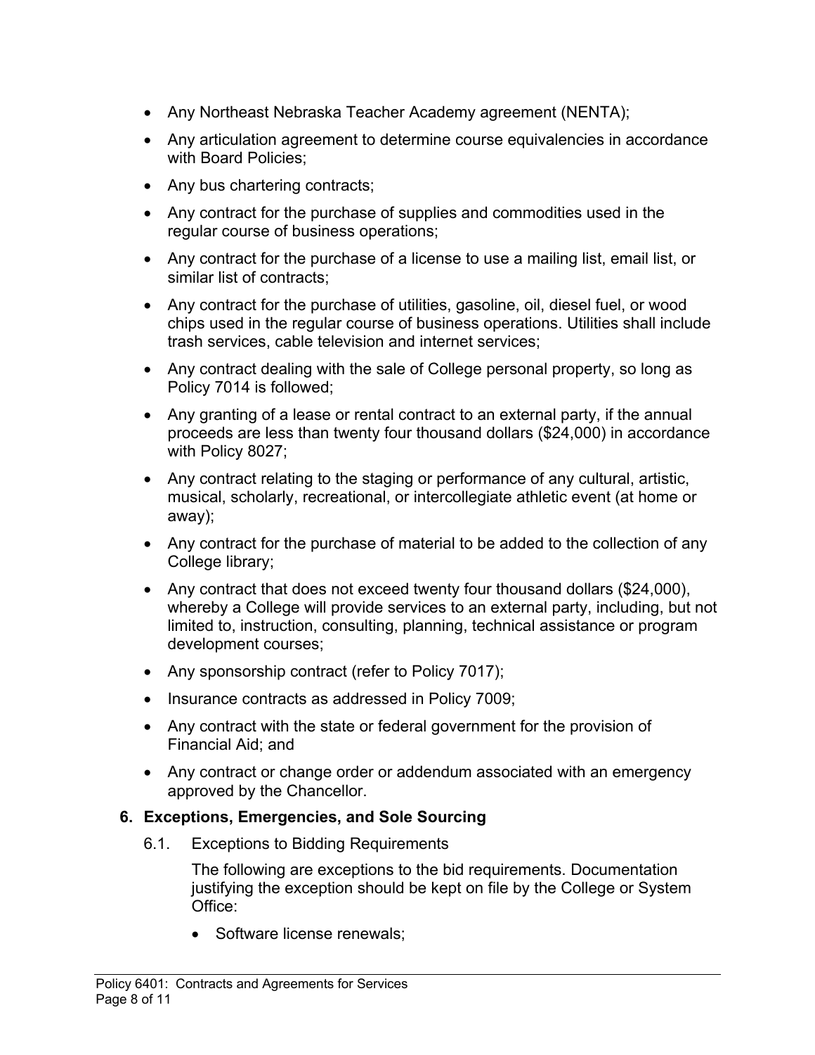- Any Northeast Nebraska Teacher Academy agreement (NENTA);
- Any articulation agreement to determine course equivalencies in accordance with Board Policies;
- Any bus chartering contracts;
- Any contract for the purchase of supplies and commodities used in the regular course of business operations;
- Any contract for the purchase of a license to use a mailing list, email list, or similar list of contracts;
- Any contract for the purchase of utilities, gasoline, oil, diesel fuel, or wood chips used in the regular course of business operations. Utilities shall include trash services, cable television and internet services;
- Any contract dealing with the sale of College personal property, so long as Policy 7014 is followed;
- Any granting of a lease or rental contract to an external party, if the annual proceeds are less than twenty four thousand dollars ($24,000) in accordance with Policy 8027;
- Any contract relating to the staging or performance of any cultural, artistic, musical, scholarly, recreational, or intercollegiate athletic event (at home or away);
- Any contract for the purchase of material to be added to the collection of any College library;
- Any contract that does not exceed twenty four thousand dollars ($24,000), whereby a College will provide services to an external party, including, but not limited to, instruction, consulting, planning, technical assistance or program development courses;
- Any sponsorship contract (refer to Policy 7017);
- Insurance contracts as addressed in Policy 7009;
- Any contract with the state or federal government for the provision of Financial Aid; and
- Any contract or change order or addendum associated with an emergency approved by the Chancellor.

## 6. Exceptions, Emergencies, and Sole Sourcing

6.1. Exceptions to Bidding Requirements

The following are exceptions to the bid requirements. Documentation justifying the exception should be kept on file by the College or System Office:

- Software license renewals;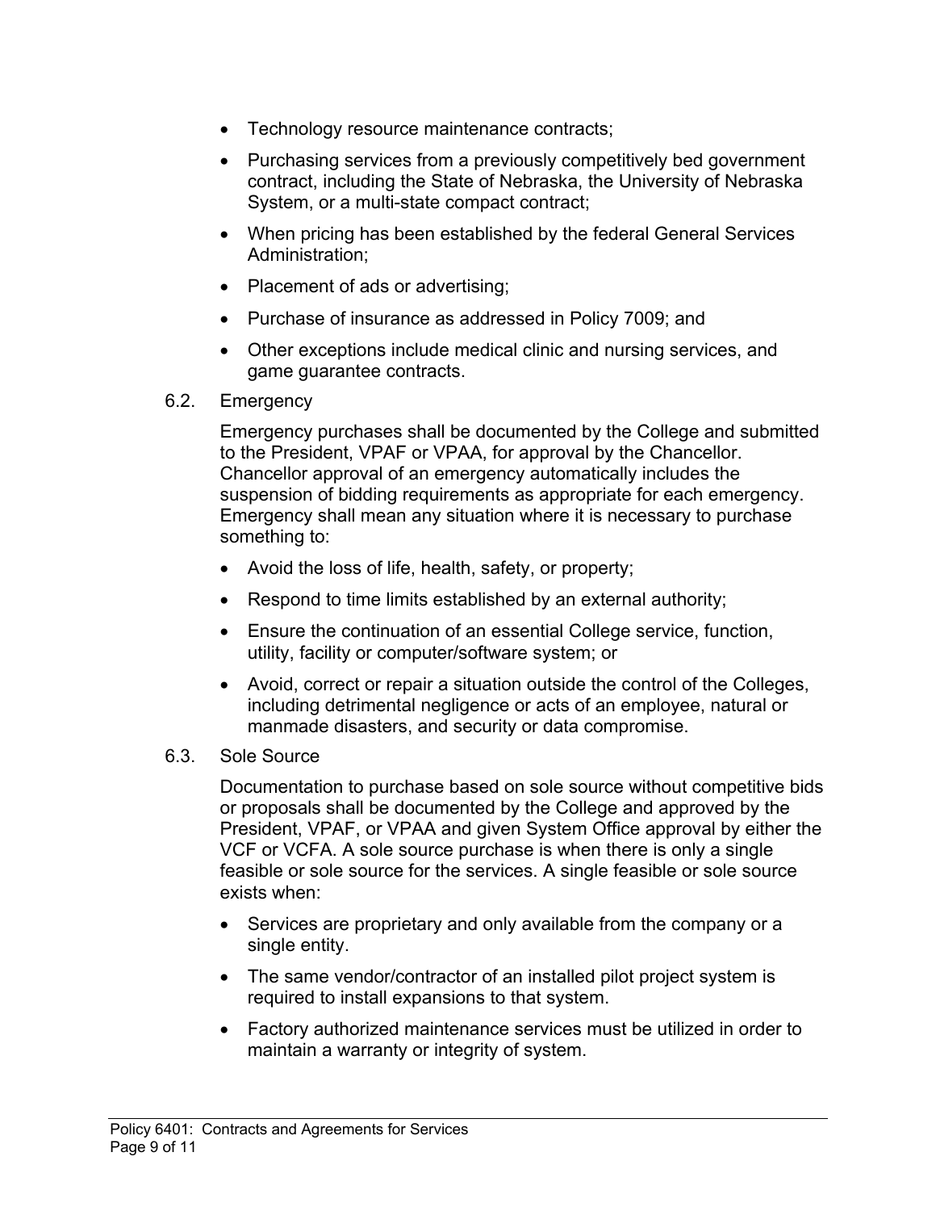- Technology resource maintenance contracts;
- Purchasing services from a previously competitively bed government contract, including the State of Nebraska, the University of Nebraska System, or a multi-state compact contract;
- When pricing has been established by the federal General Services Administration;
- Placement of ads or advertising;
- Purchase of insurance as addressed in Policy 7009; and
- Other exceptions include medical clinic and nursing services, and game guarantee contracts.

6.2. Emergency

Emergency purchases shall be documented by the College and submitted to the President, VPAF or VPAA, for approval by the Chancellor. Chancellor approval of an emergency automatically includes the suspension of bidding requirements as appropriate for each emergency. Emergency shall mean any situation where it is necessary to purchase something to:

- Avoid the loss of life, health, safety, or property;
- Respond to time limits established by an external authority;
- Ensure the continuation of an essential College service, function, utility, facility or computer/software system; or
- Avoid, correct or repair a situation outside the control of the Colleges, including detrimental negligence or acts of an employee, natural or manmade disasters, and security or data compromise.

6.3. Sole Source

Documentation to purchase based on sole source without competitive bids or proposals shall be documented by the College and approved by the President, VPAF, or VPAA and given System Office approval by either the VCF or VCFA. A sole source purchase is when there is only a single feasible or sole source for the services. A single feasible or sole source exists when:

- Services are proprietary and only available from the company or a single entity.
- The same vendor/contractor of an installed pilot project system is required to install expansions to that system.
- Factory authorized maintenance services must be utilized in order to maintain a warranty or integrity of system.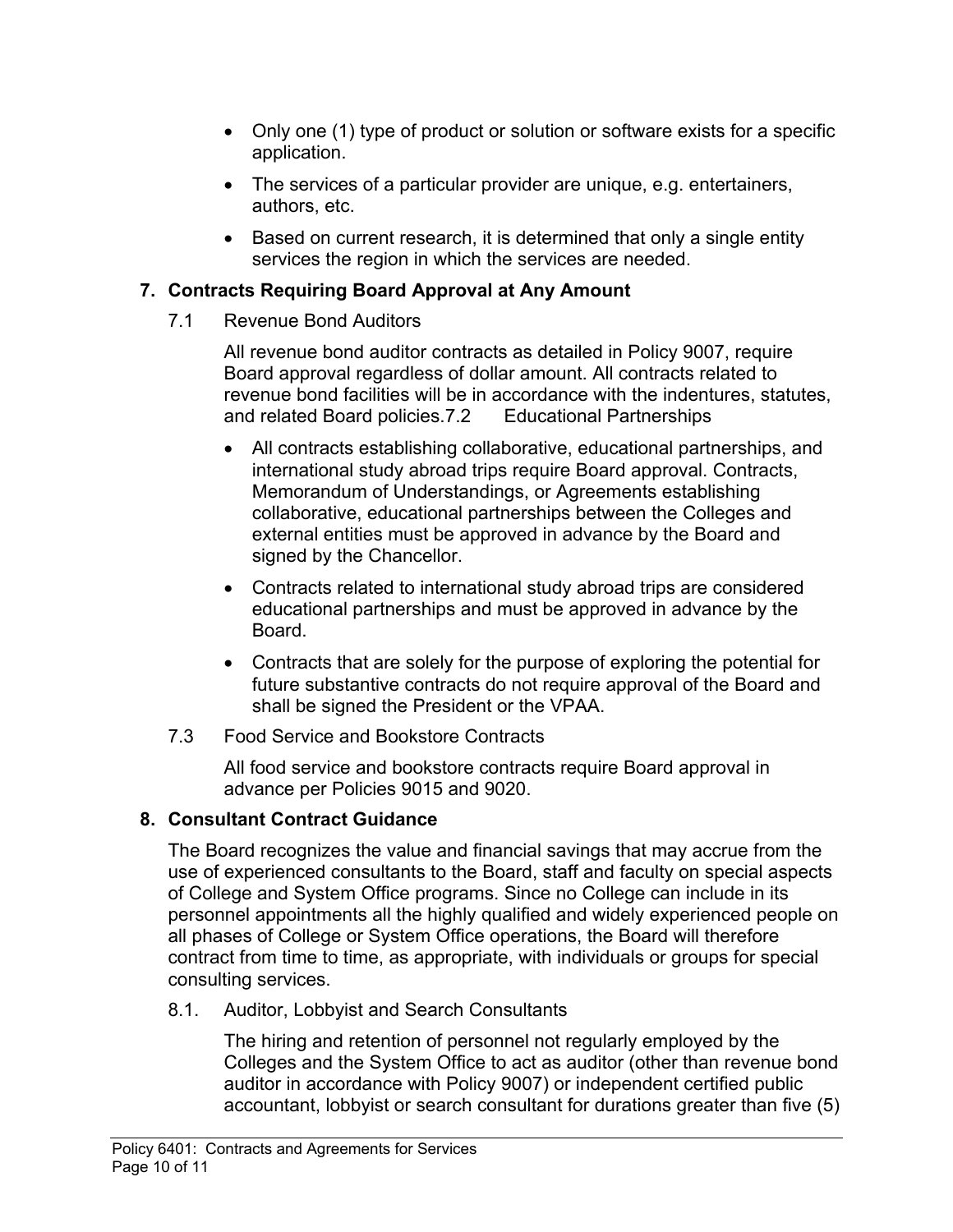- Only one (1) type of product or solution or software exists for a specific application.
- The services of a particular provider are unique, e.g. entertainers, authors, etc.
- Based on current research, it is determined that only a single entity services the region in which the services are needed.

## 7. Contracts Requiring Board Approval at Any Amount

7.1 Revenue Bond Auditors

All revenue bond auditor contracts as detailed in Policy 9007, require Board approval regardless of dollar amount. All contracts related to revenue bond facilities will be in accordance with the indentures, statutes, and related Board policies.7.2 Educational Partnerships

- All contracts establishing collaborative, educational partnerships, and international study abroad trips require Board approval. Contracts, Memorandum of Understandings, or Agreements establishing collaborative, educational partnerships between the Colleges and external entities must be approved in advance by the Board and signed by the Chancellor.
- Contracts related to international study abroad trips are considered educational partnerships and must be approved in advance by the Board.
- Contracts that are solely for the purpose of exploring the potential for future substantive contracts do not require approval of the Board and shall be signed the President or the VPAA.

7.3 Food Service and Bookstore Contracts

All food service and bookstore contracts require Board approval in advance per Policies 9015 and 9020.

## 8. Consultant Contract Guidance

The Board recognizes the value and financial savings that may accrue from the use of experienced consultants to the Board, staff and faculty on special aspects of College and System Office programs. Since no College can include in its personnel appointments all the highly qualified and widely experienced people on all phases of College or System Office operations, the Board will therefore contract from time to time, as appropriate, with individuals or groups for special consulting services.

8.1. Auditor, Lobbyist and Search Consultants

The hiring and retention of personnel not regularly employed by the Colleges and the System Office to act as auditor (other than revenue bond auditor in accordance with Policy 9007) or independent certified public accountant, lobbyist or search consultant for durations greater than five (5)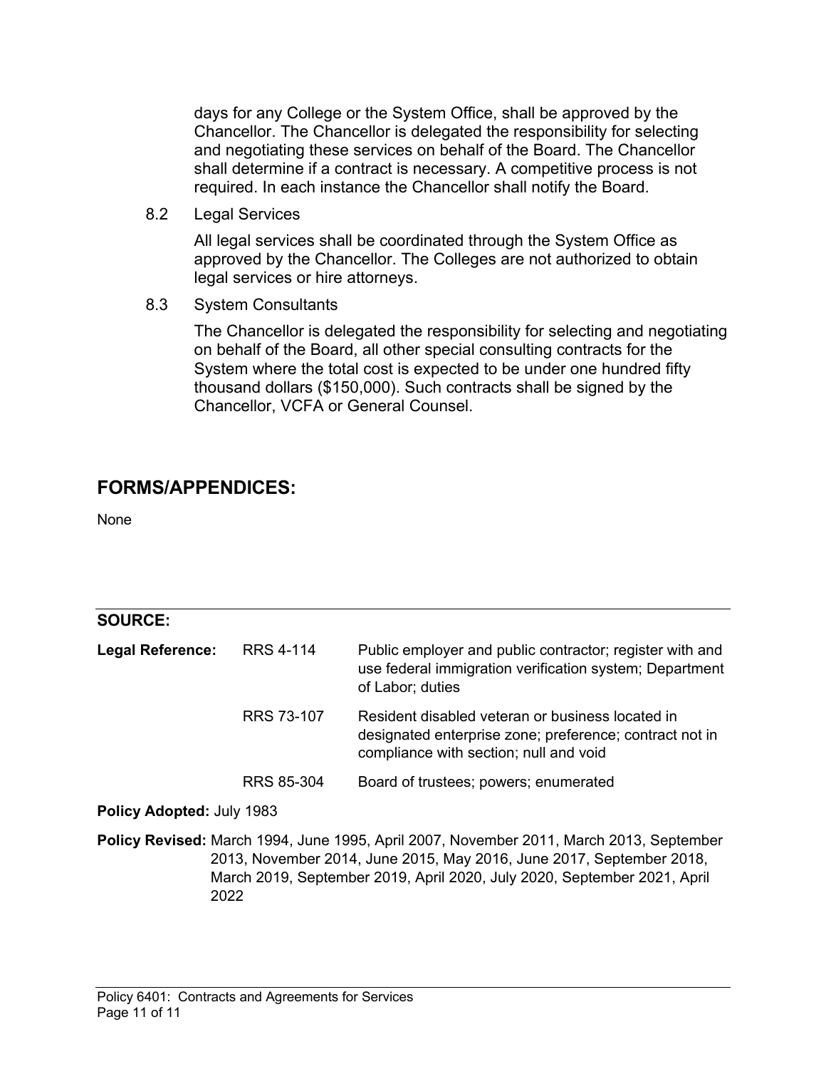days for any College or the System Office, shall be approved by the Chancellor. The Chancellor is delegated the responsibility for selecting and negotiating these services on behalf of the Board. The Chancellor shall determine if a contract is necessary. A competitive process is not required. In each instance the Chancellor shall notify the Board.

8.2 Legal Services

All legal services shall be coordinated through the System Office as approved by the Chancellor. The Colleges are not authorized to obtain legal services or hire attorneys.

8.3 System Consultants

The Chancellor is delegated the responsibility for selecting and negotiating on behalf of the Board, all other special consulting contracts for the System where the total cost is expected to be under one hundred fifty thousand dollars ($150,000). Such contracts shall be signed by the Chancellor, VCFA or General Counsel.

## FORMS/APPENDICES:

None

**SOURCE:**

| | | |
|---|---|---|
| **Legal Reference:** | RRS 4-114 | Public employer and public contractor; register with and use federal immigration verification system; Department of Labor; duties |
| | RRS 73-107 | Resident disabled veteran or business located in designated enterprise zone; preference; contract not in compliance with section; null and void |
| | RRS 85-304 | Board of trustees; powers; enumerated |

**Policy Adopted:** July 1983

**Policy Revised:** March 1994, June 1995, April 2007, November 2011, March 2013, September 2013, November 2014, June 2015, May 2016, June 2017, September 2018, March 2019, September 2019, April 2020, July 2020, September 2021, April 2022